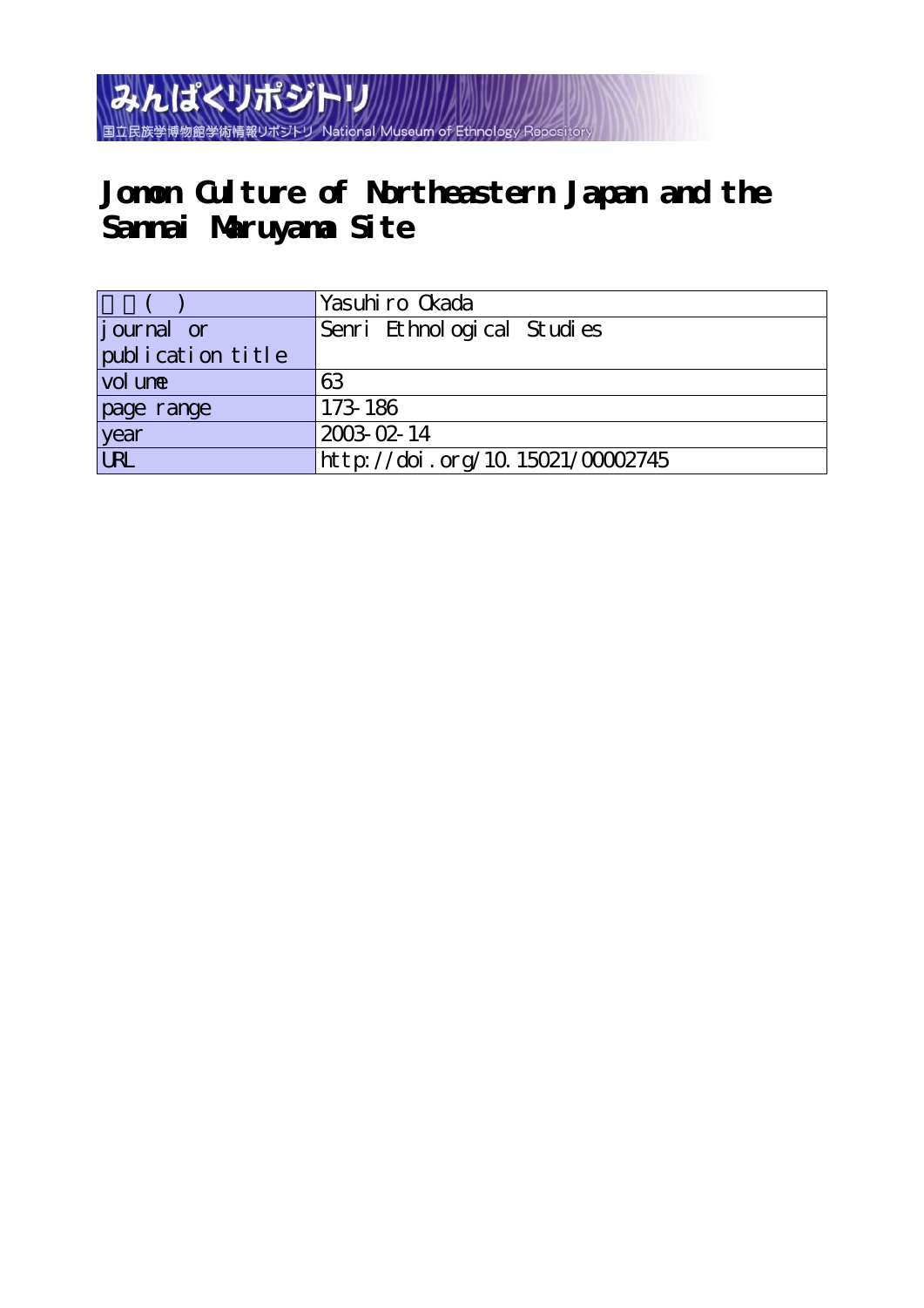みんぱくリポジトリ
国立民族学博物館学術情報リポジトリ National Museum of Ethnology Repository

# Jomon Culture of Northeastern Japan and the Sannai Maruyama Site

| 著者( ) | Yasuhiro Okada |
| --- | --- |
| journal or publication title | Senri Ethnological Studies |
| volume | 63 |
| page range | 173-186 |
| year | 2003-02-14 |
| URL | http://doi.org/10.15021/00002745 |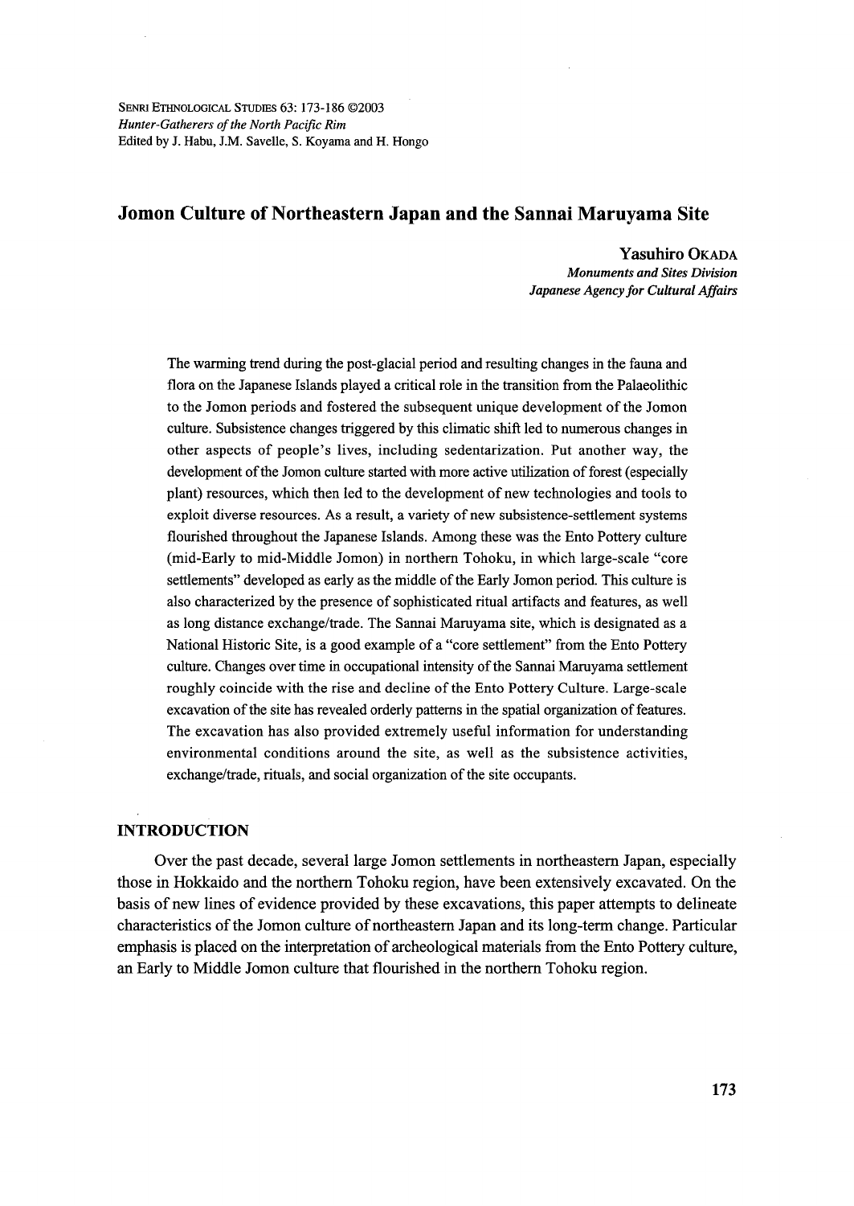# Jomon Culture of Northeastern Japan and the Sannai Maruyama Site

**Yasuhiro Okada**
*Monuments and Sites Division*
*Japanese Agency for Cultural Affairs*

The warming trend during the post-glacial period and resulting changes in the fauna and flora on the Japanese Islands played a critical role in the transition from the Palaeolithic to the Jomon periods and fostered the subsequent unique development of the Jomon culture. Subsistence changes triggered by this climatic shift led to numerous changes in other aspects of people's lives, including sedentarization. Put another way, the development of the Jomon culture started with more active utilization of forest (especially plant) resources, which then led to the development of new technologies and tools to exploit diverse resources. As a result, a variety of new subsistence-settlement systems flourished throughout the Japanese Islands. Among these was the Ento Pottery culture (mid-Early to mid-Middle Jomon) in northern Tohoku, in which large-scale "core settlements" developed as early as the middle of the Early Jomon period. This culture is also characterized by the presence of sophisticated ritual artifacts and features, as well as long distance exchange/trade. The Sannai Maruyama site, which is designated as a National Historic Site, is a good example of a "core settlement" from the Ento Pottery culture. Changes over time in occupational intensity of the Sannai Maruyama settlement roughly coincide with the rise and decline of the Ento Pottery Culture. Large-scale excavation of the site has revealed orderly patterns in the spatial organization of features. The excavation has also provided extremely useful information for understanding environmental conditions around the site, as well as the subsistence activities, exchange/trade, rituals, and social organization of the site occupants.

## INTRODUCTION

Over the past decade, several large Jomon settlements in northeastern Japan, especially those in Hokkaido and the northern Tohoku region, have been extensively excavated. On the basis of new lines of evidence provided by these excavations, this paper attempts to delineate characteristics of the Jomon culture of northeastern Japan and its long-term change. Particular emphasis is placed on the interpretation of archeological materials from the Ento Pottery culture, an Early to Middle Jomon culture that flourished in the northern Tohoku region.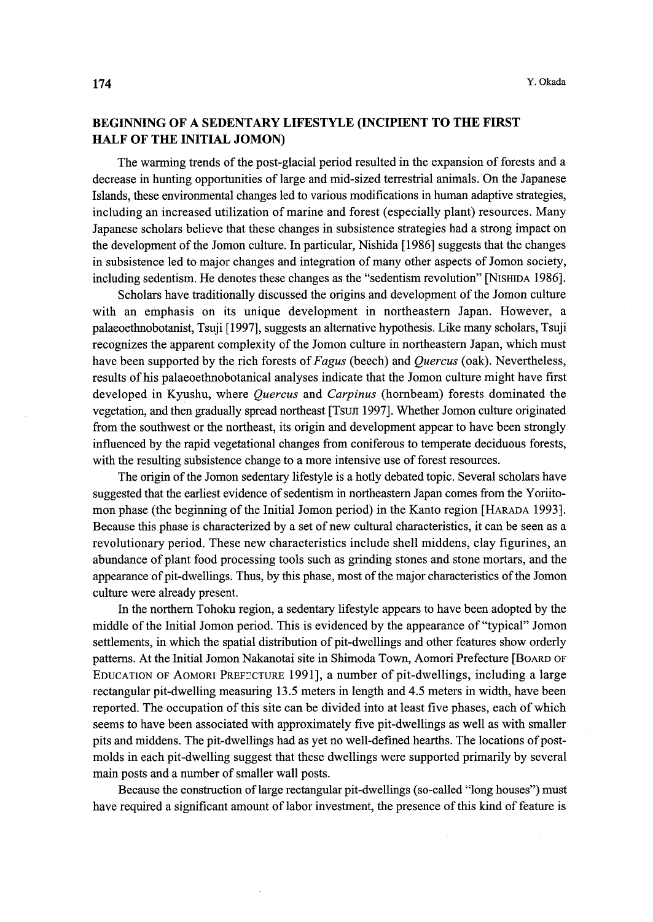## BEGINNING OF A SEDENTARY LIFESTYLE (INCIPIENT TO THE FIRST HALF OF THE INITIAL JOMON)

The warming trends of the post-glacial period resulted in the expansion of forests and a decrease in hunting opportunities of large and mid-sized terrestrial animals. On the Japanese Islands, these environmental changes led to various modifications in human adaptive strategies, including an increased utilization of marine and forest (especially plant) resources. Many Japanese scholars believe that these changes in subsistence strategies had a strong impact on the development of the Jomon culture. In particular, Nishida [1986] suggests that the changes in subsistence led to major changes and integration of many other aspects of Jomon society, including sedentism. He denotes these changes as the "sedentism revolution" [Nishida 1986].

Scholars have traditionally discussed the origins and development of the Jomon culture with an emphasis on its unique development in northeastern Japan. However, a palaeoethnobotanist, Tsuji [1997], suggests an alternative hypothesis. Like many scholars, Tsuji recognizes the apparent complexity of the Jomon culture in northeastern Japan, which must have been supported by the rich forests of *Fagus* (beech) and *Quercus* (oak). Nevertheless, results of his palaeoethnobotanical analyses indicate that the Jomon culture might have first developed in Kyushu, where *Quercus* and *Carpinus* (hornbeam) forests dominated the vegetation, and then gradually spread northeast [Tsuji 1997]. Whether Jomon culture originated from the southwest or the northeast, its origin and development appear to have been strongly influenced by the rapid vegetational changes from coniferous to temperate deciduous forests, with the resulting subsistence change to a more intensive use of forest resources.

The origin of the Jomon sedentary lifestyle is a hotly debated topic. Several scholars have suggested that the earliest evidence of sedentism in northeastern Japan comes from the Yoriito-mon phase (the beginning of the Initial Jomon period) in the Kanto region [Harada 1993]. Because this phase is characterized by a set of new cultural characteristics, it can be seen as a revolutionary period. These new characteristics include shell middens, clay figurines, an abundance of plant food processing tools such as grinding stones and stone mortars, and the appearance of pit-dwellings. Thus, by this phase, most of the major characteristics of the Jomon culture were already present.

In the northern Tohoku region, a sedentary lifestyle appears to have been adopted by the middle of the Initial Jomon period. This is evidenced by the appearance of "typical" Jomon settlements, in which the spatial distribution of pit-dwellings and other features show orderly patterns. At the Initial Jomon Nakanotai site in Shimoda Town, Aomori Prefecture [Board of Education of Aomori Prefecture 1991], a number of pit-dwellings, including a large rectangular pit-dwelling measuring 13.5 meters in length and 4.5 meters in width, have been reported. The occupation of this site can be divided into at least five phases, each of which seems to have been associated with approximately five pit-dwellings as well as with smaller pits and middens. The pit-dwellings had as yet no well-defined hearths. The locations of post-molds in each pit-dwelling suggest that these dwellings were supported primarily by several main posts and a number of smaller wall posts.

Because the construction of large rectangular pit-dwellings (so-called "long houses") must have required a significant amount of labor investment, the presence of this kind of feature is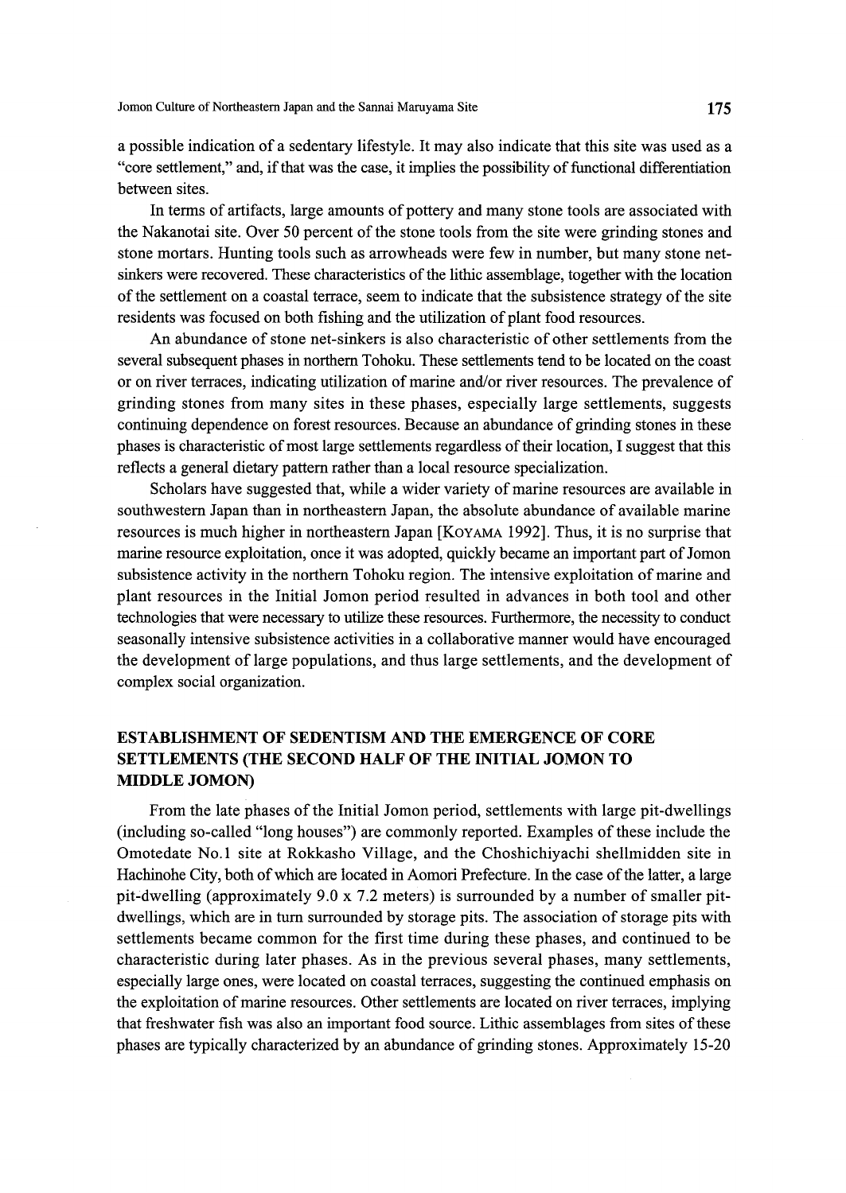a possible indication of a sedentary lifestyle. It may also indicate that this site was used as a "core settlement," and, if that was the case, it implies the possibility of functional differentiation between sites.

In terms of artifacts, large amounts of pottery and many stone tools are associated with the Nakanotai site. Over 50 percent of the stone tools from the site were grinding stones and stone mortars. Hunting tools such as arrowheads were few in number, but many stone net-sinkers were recovered. These characteristics of the lithic assemblage, together with the location of the settlement on a coastal terrace, seem to indicate that the subsistence strategy of the site residents was focused on both fishing and the utilization of plant food resources.

An abundance of stone net-sinkers is also characteristic of other settlements from the several subsequent phases in northern Tohoku. These settlements tend to be located on the coast or on river terraces, indicating utilization of marine and/or river resources. The prevalence of grinding stones from many sites in these phases, especially large settlements, suggests continuing dependence on forest resources. Because an abundance of grinding stones in these phases is characteristic of most large settlements regardless of their location, I suggest that this reflects a general dietary pattern rather than a local resource specialization.

Scholars have suggested that, while a wider variety of marine resources are available in southwestern Japan than in northeastern Japan, the absolute abundance of available marine resources is much higher in northeastern Japan [Koyama 1992]. Thus, it is no surprise that marine resource exploitation, once it was adopted, quickly became an important part of Jomon subsistence activity in the northern Tohoku region. The intensive exploitation of marine and plant resources in the Initial Jomon period resulted in advances in both tool and other technologies that were necessary to utilize these resources. Furthermore, the necessity to conduct seasonally intensive subsistence activities in a collaborative manner would have encouraged the development of large populations, and thus large settlements, and the development of complex social organization.

## ESTABLISHMENT OF SEDENTISM AND THE EMERGENCE OF CORE SETTLEMENTS (THE SECOND HALF OF THE INITIAL JOMON TO MIDDLE JOMON)

From the late phases of the Initial Jomon period, settlements with large pit-dwellings (including so-called "long houses") are commonly reported. Examples of these include the Omotedate No.1 site at Rokkasho Village, and the Choshichiyachi shellmidden site in Hachinohe City, both of which are located in Aomori Prefecture. In the case of the latter, a large pit-dwelling (approximately 9.0 x 7.2 meters) is surrounded by a number of smaller pit-dwellings, which are in turn surrounded by storage pits. The association of storage pits with settlements became common for the first time during these phases, and continued to be characteristic during later phases. As in the previous several phases, many settlements, especially large ones, were located on coastal terraces, suggesting the continued emphasis on the exploitation of marine resources. Other settlements are located on river terraces, implying that freshwater fish was also an important food source. Lithic assemblages from sites of these phases are typically characterized by an abundance of grinding stones. Approximately 15-20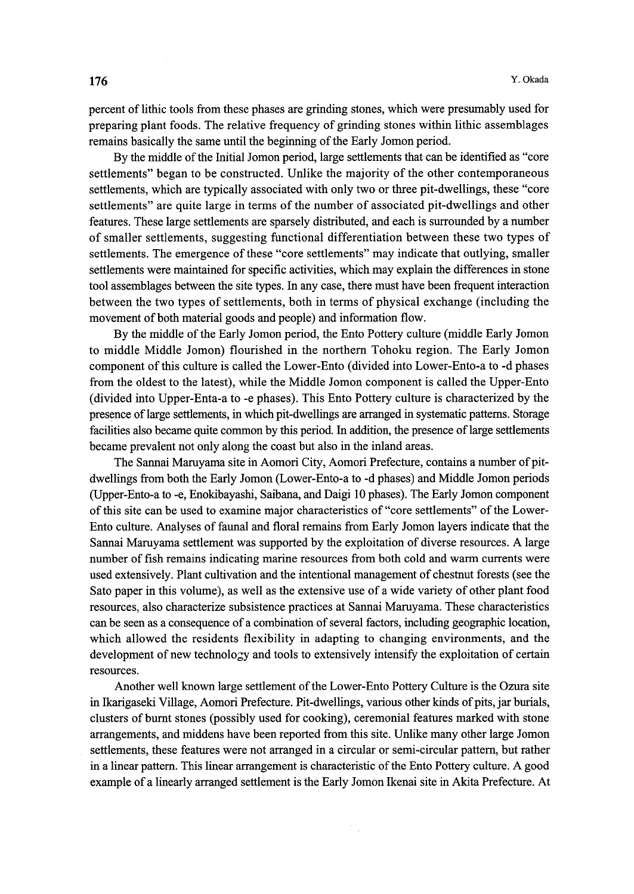percent of lithic tools from these phases are grinding stones, which were presumably used for preparing plant foods. The relative frequency of grinding stones within lithic assemblages remains basically the same until the beginning of the Early Jomon period.

By the middle of the Initial Jomon period, large settlements that can be identified as "core settlements" began to be constructed. Unlike the majority of the other contemporaneous settlements, which are typically associated with only two or three pit-dwellings, these "core settlements" are quite large in terms of the number of associated pit-dwellings and other features. These large settlements are sparsely distributed, and each is surrounded by a number of smaller settlements, suggesting functional differentiation between these two types of settlements. The emergence of these "core settlements" may indicate that outlying, smaller settlements were maintained for specific activities, which may explain the differences in stone tool assemblages between the site types. In any case, there must have been frequent interaction between the two types of settlements, both in terms of physical exchange (including the movement of both material goods and people) and information flow.

By the middle of the Early Jomon period, the Ento Pottery culture (middle Early Jomon to middle Middle Jomon) flourished in the northern Tohoku region. The Early Jomon component of this culture is called the Lower-Ento (divided into Lower-Ento-a to -d phases from the oldest to the latest), while the Middle Jomon component is called the Upper-Ento (divided into Upper-Enta-a to -e phases). This Ento Pottery culture is characterized by the presence of large settlements, in which pit-dwellings are arranged in systematic patterns. Storage facilities also became quite common by this period. In addition, the presence of large settlements became prevalent not only along the coast but also in the inland areas.

The Sannai Maruyama site in Aomori City, Aomori Prefecture, contains a number of pit-dwellings from both the Early Jomon (Lower-Ento-a to -d phases) and Middle Jomon periods (Upper-Ento-a to -e, Enokibayashi, Saibana, and Daigi 10 phases). The Early Jomon component of this site can be used to examine major characteristics of "core settlements" of the Lower-Ento culture. Analyses of faunal and floral remains from Early Jomon layers indicate that the Sannai Maruyama settlement was supported by the exploitation of diverse resources. A large number of fish remains indicating marine resources from both cold and warm currents were used extensively. Plant cultivation and the intentional management of chestnut forests (see the Sato paper in this volume), as well as the extensive use of a wide variety of other plant food resources, also characterize subsistence practices at Sannai Maruyama. These characteristics can be seen as a consequence of a combination of several factors, including geographic location, which allowed the residents flexibility in adapting to changing environments, and the development of new technology and tools to extensively intensify the exploitation of certain resources.

Another well known large settlement of the Lower-Ento Pottery Culture is the Ozura site in Ikarigaseki Village, Aomori Prefecture. Pit-dwellings, various other kinds of pits, jar burials, clusters of burnt stones (possibly used for cooking), ceremonial features marked with stone arrangements, and middens have been reported from this site. Unlike many other large Jomon settlements, these features were not arranged in a circular or semi-circular pattern, but rather in a linear pattern. This linear arrangement is characteristic of the Ento Pottery culture. A good example of a linearly arranged settlement is the Early Jomon Ikenai site in Akita Prefecture. At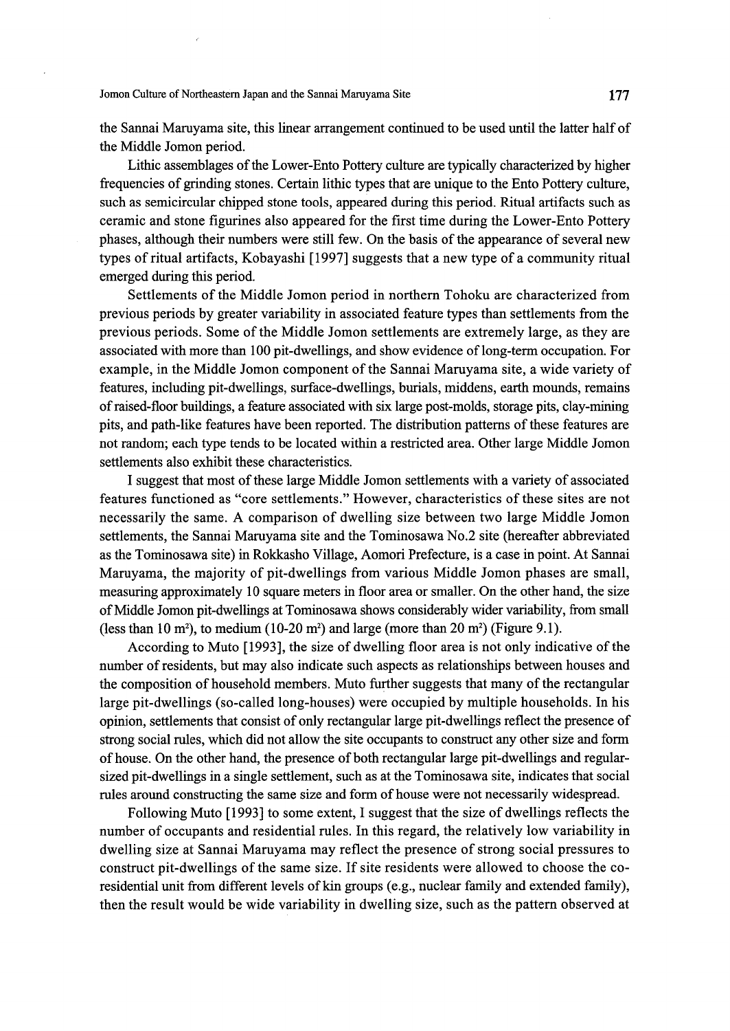the Sannai Maruyama site, this linear arrangement continued to be used until the latter half of the Middle Jomon period.

Lithic assemblages of the Lower-Ento Pottery culture are typically characterized by higher frequencies of grinding stones. Certain lithic types that are unique to the Ento Pottery culture, such as semicircular chipped stone tools, appeared during this period. Ritual artifacts such as ceramic and stone figurines also appeared for the first time during the Lower-Ento Pottery phases, although their numbers were still few. On the basis of the appearance of several new types of ritual artifacts, Kobayashi [1997] suggests that a new type of a community ritual emerged during this period.

Settlements of the Middle Jomon period in northern Tohoku are characterized from previous periods by greater variability in associated feature types than settlements from the previous periods. Some of the Middle Jomon settlements are extremely large, as they are associated with more than 100 pit-dwellings, and show evidence of long-term occupation. For example, in the Middle Jomon component of the Sannai Maruyama site, a wide variety of features, including pit-dwellings, surface-dwellings, burials, middens, earth mounds, remains of raised-floor buildings, a feature associated with six large post-molds, storage pits, clay-mining pits, and path-like features have been reported. The distribution patterns of these features are not random; each type tends to be located within a restricted area. Other large Middle Jomon settlements also exhibit these characteristics.

I suggest that most of these large Middle Jomon settlements with a variety of associated features functioned as "core settlements." However, characteristics of these sites are not necessarily the same. A comparison of dwelling size between two large Middle Jomon settlements, the Sannai Maruyama site and the Tominosawa No.2 site (hereafter abbreviated as the Tominosawa site) in Rokkasho Village, Aomori Prefecture, is a case in point. At Sannai Maruyama, the majority of pit-dwellings from various Middle Jomon phases are small, measuring approximately 10 square meters in floor area or smaller. On the other hand, the size of Middle Jomon pit-dwellings at Tominosawa shows considerably wider variability, from small (less than 10 $m^2$), to medium (10-20 $m^2$) and large (more than 20 $m^2$) (Figure 9.1).

According to Muto [1993], the size of dwelling floor area is not only indicative of the number of residents, but may also indicate such aspects as relationships between houses and the composition of household members. Muto further suggests that many of the rectangular large pit-dwellings (so-called long-houses) were occupied by multiple households. In his opinion, settlements that consist of only rectangular large pit-dwellings reflect the presence of strong social rules, which did not allow the site occupants to construct any other size and form of house. On the other hand, the presence of both rectangular large pit-dwellings and regular-sized pit-dwellings in a single settlement, such as at the Tominosawa site, indicates that social rules around constructing the same size and form of house were not necessarily widespread.

Following Muto [1993] to some extent, I suggest that the size of dwellings reflects the number of occupants and residential rules. In this regard, the relatively low variability in dwelling size at Sannai Maruyama may reflect the presence of strong social pressures to construct pit-dwellings of the same size. If site residents were allowed to choose the co-residential unit from different levels of kin groups (e.g., nuclear family and extended family), then the result would be wide variability in dwelling size, such as the pattern observed at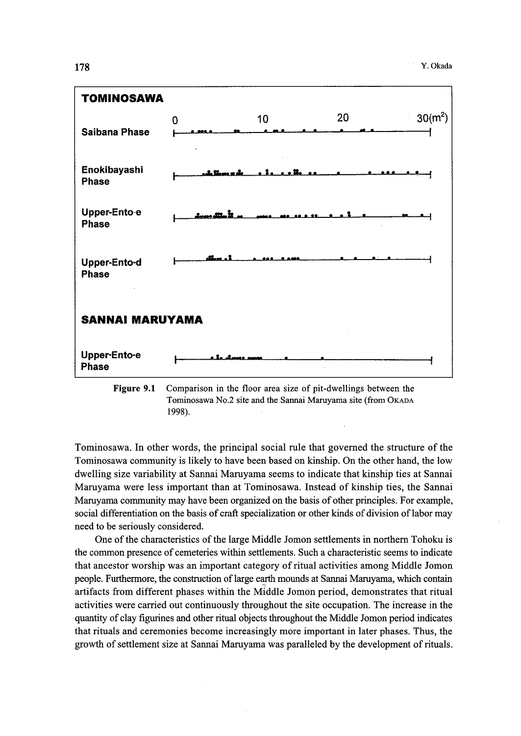**TOMINOSAWA**

| | 0 | 10 | 20 | 30($m^2$) |
|---|---|---|---|---|
| Saibana Phase | | | | |
| Enokibayashi Phase | | | | |
| Upper-Ento-e Phase | | | | |
| Upper-Ento-d Phase | | | | |

**SANNAI MARUYAMA**

| | | | | |
|---|---|---|---|---|
| Upper-Ento-e Phase | | | | |

**Figure 9.1** Comparison in the floor area size of pit-dwellings between the Tominosawa No.2 site and the Sannai Maruyama site (from OKADA 1998).

Tominosawa. In other words, the principal social rule that governed the structure of the Tominosawa community is likely to have been based on kinship. On the other hand, the low dwelling size variability at Sannai Maruyama seems to indicate that kinship ties at Sannai Maruyama were less important than at Tominosawa. Instead of kinship ties, the Sannai Maruyama community may have been organized on the basis of other principles. For example, social differentiation on the basis of craft specialization or other kinds of division of labor may need to be seriously considered.

One of the characteristics of the large Middle Jomon settlements in northern Tohoku is the common presence of cemeteries within settlements. Such a characteristic seems to indicate that ancestor worship was an important category of ritual activities among Middle Jomon people. Furthermore, the construction of large earth mounds at Sannai Maruyama, which contain artifacts from different phases within the Middle Jomon period, demonstrates that ritual activities were carried out continuously throughout the site occupation. The increase in the quantity of clay figurines and other ritual objects throughout the Middle Jomon period indicates that rituals and ceremonies become increasingly more important in later phases. Thus, the growth of settlement size at Sannai Maruyama was paralleled by the development of rituals.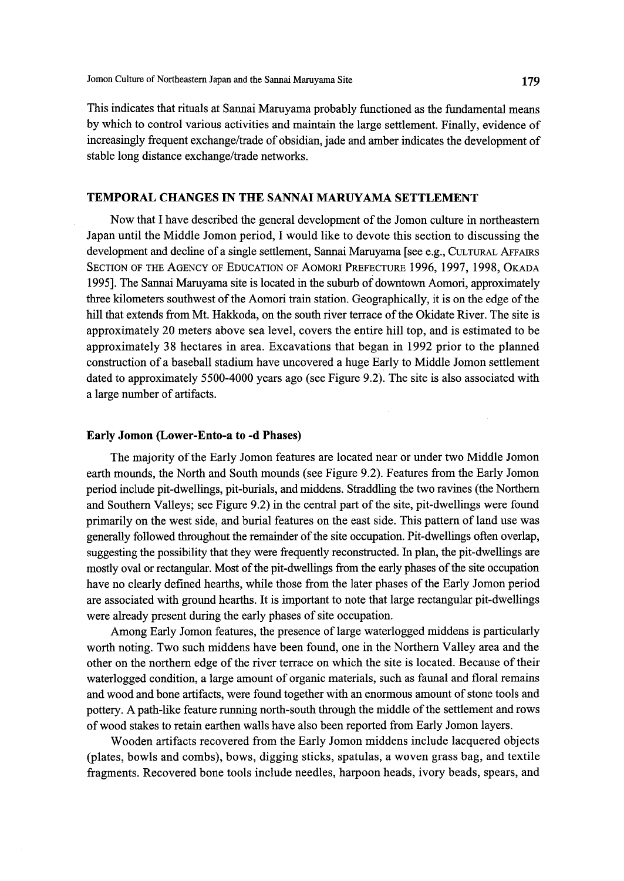This indicates that rituals at Sannai Maruyama probably functioned as the fundamental means by which to control various activities and maintain the large settlement. Finally, evidence of increasingly frequent exchange/trade of obsidian, jade and amber indicates the development of stable long distance exchange/trade networks.

## TEMPORAL CHANGES IN THE SANNAI MARUYAMA SETTLEMENT

Now that I have described the general development of the Jomon culture in northeastern Japan until the Middle Jomon period, I would like to devote this section to discussing the development and decline of a single settlement, Sannai Maruyama [see e.g., CULTURAL AFFAIRS SECTION OF THE AGENCY OF EDUCATION OF AOMORI PREFECTURE 1996, 1997, 1998, OKADA 1995]. The Sannai Maruyama site is located in the suburb of downtown Aomori, approximately three kilometers southwest of the Aomori train station. Geographically, it is on the edge of the hill that extends from Mt. Hakkoda, on the south river terrace of the Okidate River. The site is approximately 20 meters above sea level, covers the entire hill top, and is estimated to be approximately 38 hectares in area. Excavations that began in 1992 prior to the planned construction of a baseball stadium have uncovered a huge Early to Middle Jomon settlement dated to approximately 5500-4000 years ago (see Figure 9.2). The site is also associated with a large number of artifacts.

### Early Jomon (Lower-Ento-a to -d Phases)

The majority of the Early Jomon features are located near or under two Middle Jomon earth mounds, the North and South mounds (see Figure 9.2). Features from the Early Jomon period include pit-dwellings, pit-burials, and middens. Straddling the two ravines (the Northern and Southern Valleys; see Figure 9.2) in the central part of the site, pit-dwellings were found primarily on the west side, and burial features on the east side. This pattern of land use was generally followed throughout the remainder of the site occupation. Pit-dwellings often overlap, suggesting the possibility that they were frequently reconstructed. In plan, the pit-dwellings are mostly oval or rectangular. Most of the pit-dwellings from the early phases of the site occupation have no clearly defined hearths, while those from the later phases of the Early Jomon period are associated with ground hearths. It is important to note that large rectangular pit-dwellings were already present during the early phases of site occupation.

Among Early Jomon features, the presence of large waterlogged middens is particularly worth noting. Two such middens have been found, one in the Northern Valley area and the other on the northern edge of the river terrace on which the site is located. Because of their waterlogged condition, a large amount of organic materials, such as faunal and floral remains and wood and bone artifacts, were found together with an enormous amount of stone tools and pottery. A path-like feature running north-south through the middle of the settlement and rows of wood stakes to retain earthen walls have also been reported from Early Jomon layers.

Wooden artifacts recovered from the Early Jomon middens include lacquered objects (plates, bowls and combs), bows, digging sticks, spatulas, a woven grass bag, and textile fragments. Recovered bone tools include needles, harpoon heads, ivory beads, spears, and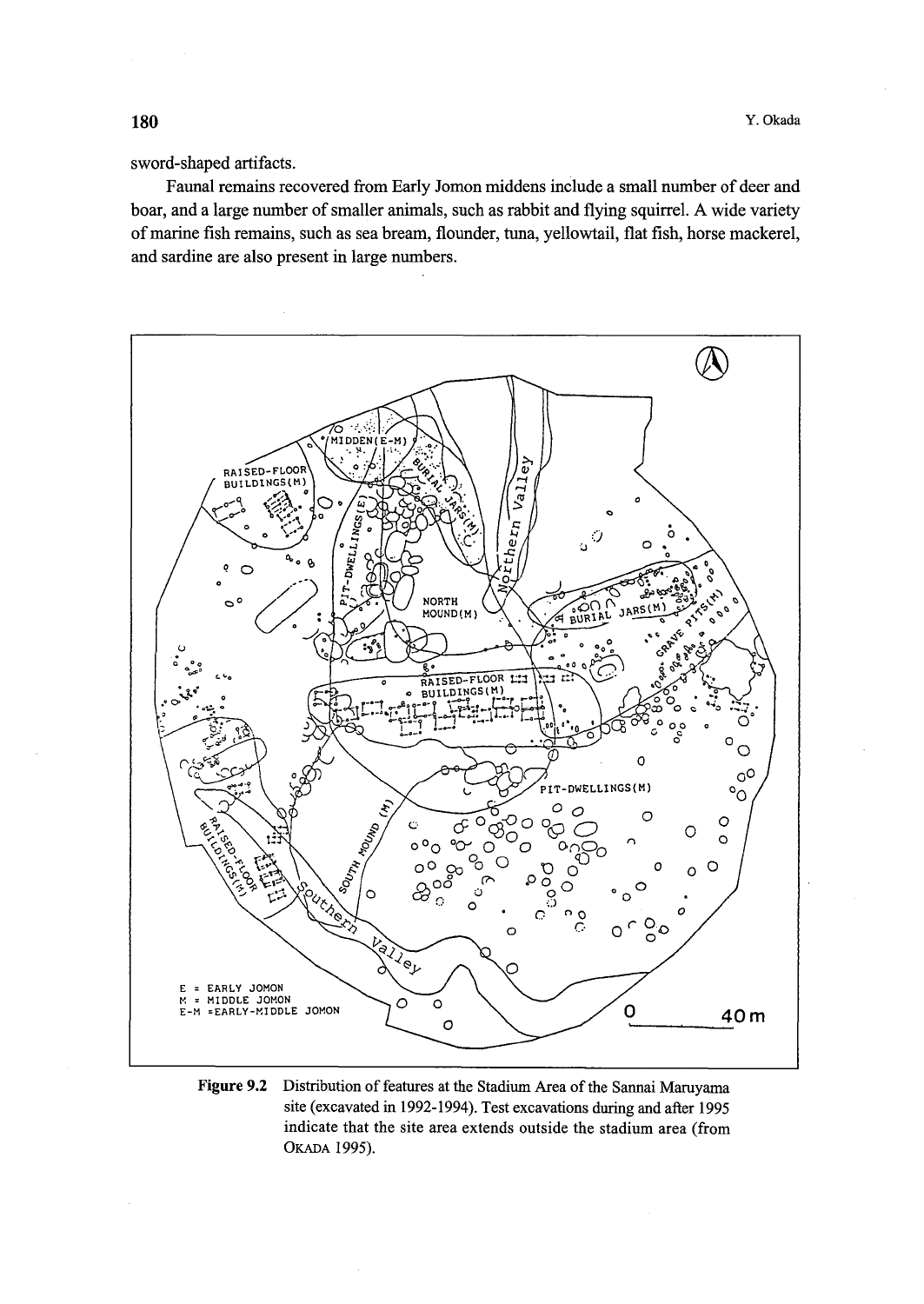sword-shaped artifacts.

Faunal remains recovered from Early Jomon middens include a small number of deer and boar, and a large number of smaller animals, such as rabbit and flying squirrel. A wide variety of marine fish remains, such as sea bream, flounder, tuna, yellowtail, flat fish, horse mackerel, and sardine are also present in large numbers.

**Figure 9.2** Distribution of features at the Stadium Area of the Sannai Maruyama site (excavated in 1992-1994). Test excavations during and after 1995 indicate that the site area extends outside the stadium area (from OKADA 1995).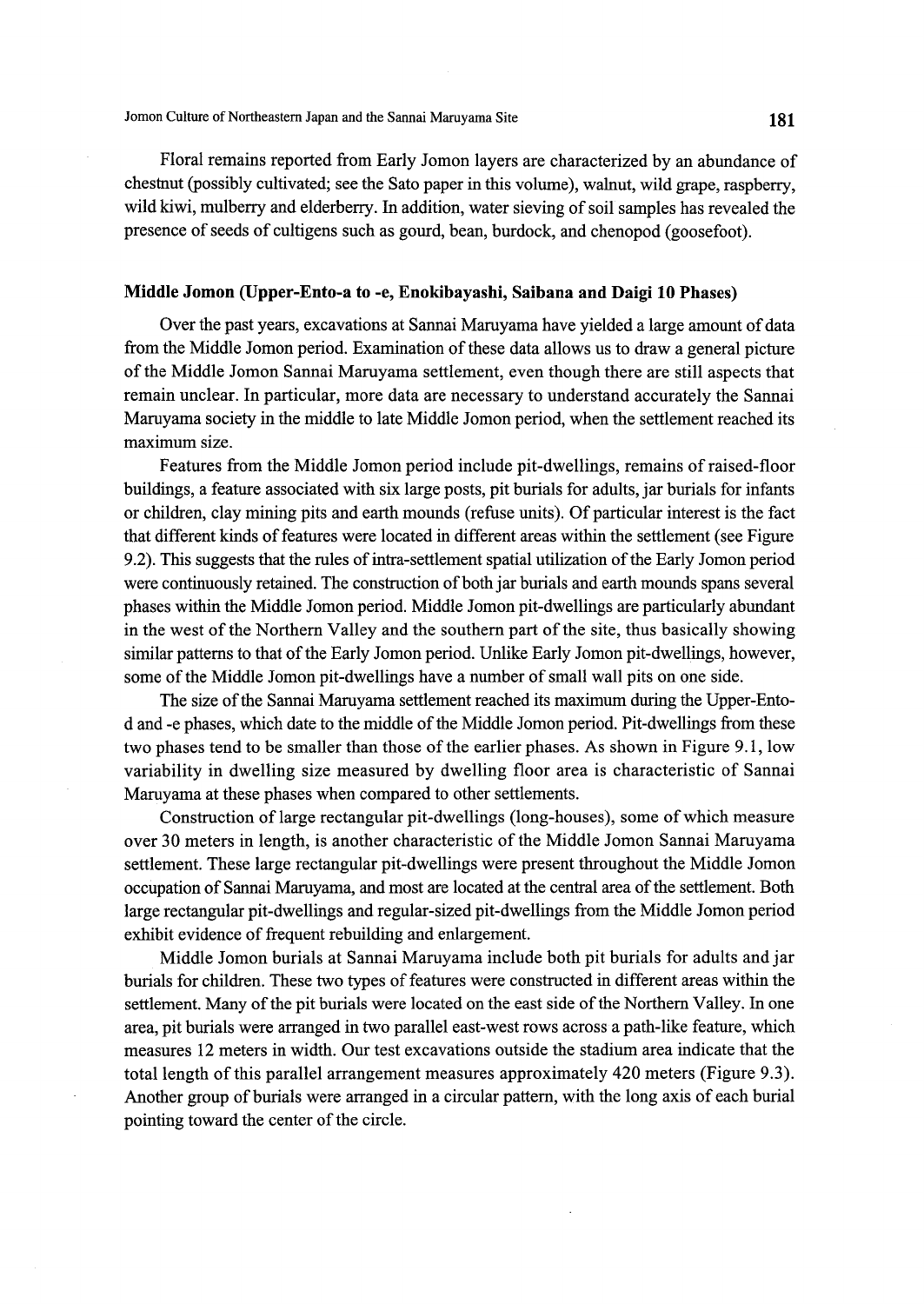Floral remains reported from Early Jomon layers are characterized by an abundance of chestnut (possibly cultivated; see the Sato paper in this volume), walnut, wild grape, raspberry, wild kiwi, mulberry and elderberry. In addition, water sieving of soil samples has revealed the presence of seeds of cultigens such as gourd, bean, burdock, and chenopod (goosefoot).

## Middle Jomon (Upper-Ento-a to -e, Enokibayashi, Saibana and Daigi 10 Phases)

Over the past years, excavations at Sannai Maruyama have yielded a large amount of data from the Middle Jomon period. Examination of these data allows us to draw a general picture of the Middle Jomon Sannai Maruyama settlement, even though there are still aspects that remain unclear. In particular, more data are necessary to understand accurately the Sannai Maruyama society in the middle to late Middle Jomon period, when the settlement reached its maximum size.

Features from the Middle Jomon period include pit-dwellings, remains of raised-floor buildings, a feature associated with six large posts, pit burials for adults, jar burials for infants or children, clay mining pits and earth mounds (refuse units). Of particular interest is the fact that different kinds of features were located in different areas within the settlement (see Figure 9.2). This suggests that the rules of intra-settlement spatial utilization of the Early Jomon period were continuously retained. The construction of both jar burials and earth mounds spans several phases within the Middle Jomon period. Middle Jomon pit-dwellings are particularly abundant in the west of the Northern Valley and the southern part of the site, thus basically showing similar patterns to that of the Early Jomon period. Unlike Early Jomon pit-dwellings, however, some of the Middle Jomon pit-dwellings have a number of small wall pits on one side.

The size of the Sannai Maruyama settlement reached its maximum during the Upper-Ento-d and -e phases, which date to the middle of the Middle Jomon period. Pit-dwellings from these two phases tend to be smaller than those of the earlier phases. As shown in Figure 9.1, low variability in dwelling size measured by dwelling floor area is characteristic of Sannai Maruyama at these phases when compared to other settlements.

Construction of large rectangular pit-dwellings (long-houses), some of which measure over 30 meters in length, is another characteristic of the Middle Jomon Sannai Maruyama settlement. These large rectangular pit-dwellings were present throughout the Middle Jomon occupation of Sannai Maruyama, and most are located at the central area of the settlement. Both large rectangular pit-dwellings and regular-sized pit-dwellings from the Middle Jomon period exhibit evidence of frequent rebuilding and enlargement.

Middle Jomon burials at Sannai Maruyama include both pit burials for adults and jar burials for children. These two types of features were constructed in different areas within the settlement. Many of the pit burials were located on the east side of the Northern Valley. In one area, pit burials were arranged in two parallel east-west rows across a path-like feature, which measures 12 meters in width. Our test excavations outside the stadium area indicate that the total length of this parallel arrangement measures approximately 420 meters (Figure 9.3). Another group of burials were arranged in a circular pattern, with the long axis of each burial pointing toward the center of the circle.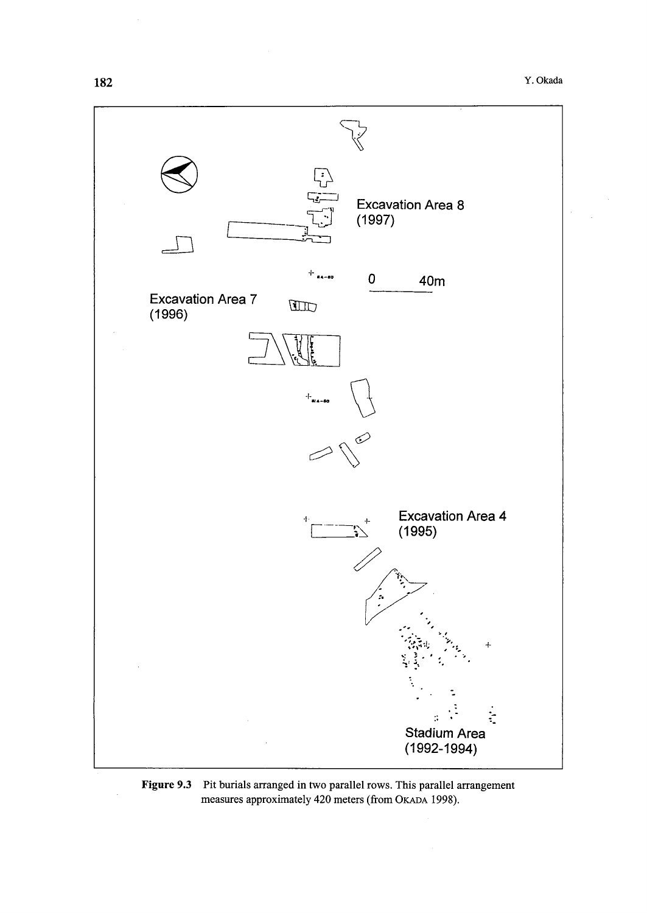Excavation Area 8 (1997)

0 40m

Excavation Area 7 (1996)

Excavation Area 4 (1995)

Stadium Area (1992-1994)

**Figure 9.3** Pit burials arranged in two parallel rows. This parallel arrangement measures approximately 420 meters (from OKADA 1998).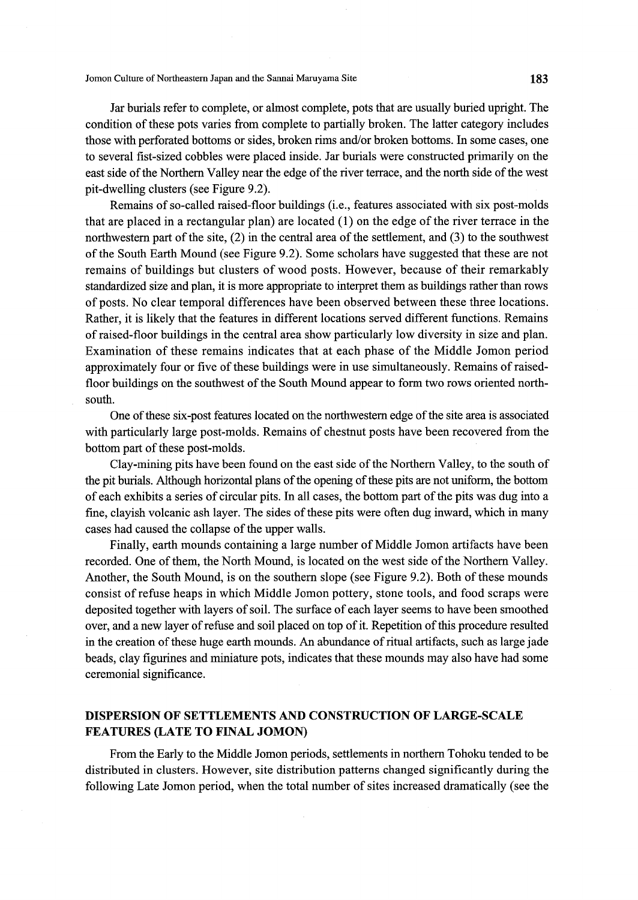Jar burials refer to complete, or almost complete, pots that are usually buried upright. The condition of these pots varies from complete to partially broken. The latter category includes those with perforated bottoms or sides, broken rims and/or broken bottoms. In some cases, one to several fist-sized cobbles were placed inside. Jar burials were constructed primarily on the east side of the Northern Valley near the edge of the river terrace, and the north side of the west pit-dwelling clusters (see Figure 9.2).

Remains of so-called raised-floor buildings (i.e., features associated with six post-molds that are placed in a rectangular plan) are located (1) on the edge of the river terrace in the northwestern part of the site, (2) in the central area of the settlement, and (3) to the southwest of the South Earth Mound (see Figure 9.2). Some scholars have suggested that these are not remains of buildings but clusters of wood posts. However, because of their remarkably standardized size and plan, it is more appropriate to interpret them as buildings rather than rows of posts. No clear temporal differences have been observed between these three locations. Rather, it is likely that the features in different locations served different functions. Remains of raised-floor buildings in the central area show particularly low diversity in size and plan. Examination of these remains indicates that at each phase of the Middle Jomon period approximately four or five of these buildings were in use simultaneously. Remains of raised-floor buildings on the southwest of the South Mound appear to form two rows oriented north-south.

One of these six-post features located on the northwestern edge of the site area is associated with particularly large post-molds. Remains of chestnut posts have been recovered from the bottom part of these post-molds.

Clay-mining pits have been found on the east side of the Northern Valley, to the south of the pit burials. Although horizontal plans of the opening of these pits are not uniform, the bottom of each exhibits a series of circular pits. In all cases, the bottom part of the pits was dug into a fine, clayish volcanic ash layer. The sides of these pits were often dug inward, which in many cases had caused the collapse of the upper walls.

Finally, earth mounds containing a large number of Middle Jomon artifacts have been recorded. One of them, the North Mound, is located on the west side of the Northern Valley. Another, the South Mound, is on the southern slope (see Figure 9.2). Both of these mounds consist of refuse heaps in which Middle Jomon pottery, stone tools, and food scraps were deposited together with layers of soil. The surface of each layer seems to have been smoothed over, and a new layer of refuse and soil placed on top of it. Repetition of this procedure resulted in the creation of these huge earth mounds. An abundance of ritual artifacts, such as large jade beads, clay figurines and miniature pots, indicates that these mounds may also have had some ceremonial significance.

## DISPERSION OF SETTLEMENTS AND CONSTRUCTION OF LARGE-SCALE FEATURES (LATE TO FINAL JOMON)

From the Early to the Middle Jomon periods, settlements in northern Tohoku tended to be distributed in clusters. However, site distribution patterns changed significantly during the following Late Jomon period, when the total number of sites increased dramatically (see the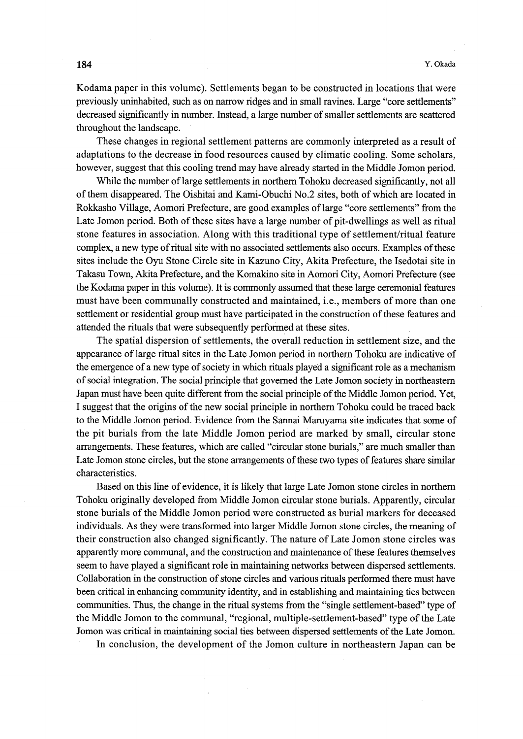Kodama paper in this volume). Settlements began to be constructed in locations that were previously uninhabited, such as on narrow ridges and in small ravines. Large "core settlements" decreased significantly in number. Instead, a large number of smaller settlements are scattered throughout the landscape.

These changes in regional settlement patterns are commonly interpreted as a result of adaptations to the decrease in food resources caused by climatic cooling. Some scholars, however, suggest that this cooling trend may have already started in the Middle Jomon period.

While the number of large settlements in northern Tohoku decreased significantly, not all of them disappeared. The Oishitai and Kami-Obuchi No.2 sites, both of which are located in Rokkasho Village, Aomori Prefecture, are good examples of large "core settlements" from the Late Jomon period. Both of these sites have a large number of pit-dwellings as well as ritual stone features in association. Along with this traditional type of settlement/ritual feature complex, a new type of ritual site with no associated settlements also occurs. Examples of these sites include the Oyu Stone Circle site in Kazuno City, Akita Prefecture, the Isedotai site in Takasu Town, Akita Prefecture, and the Komakino site in Aomori City, Aomori Prefecture (see the Kodama paper in this volume). It is commonly assumed that these large ceremonial features must have been communally constructed and maintained, i.e., members of more than one settlement or residential group must have participated in the construction of these features and attended the rituals that were subsequently performed at these sites.

The spatial dispersion of settlements, the overall reduction in settlement size, and the appearance of large ritual sites in the Late Jomon period in northern Tohoku are indicative of the emergence of a new type of society in which rituals played a significant role as a mechanism of social integration. The social principle that governed the Late Jomon society in northeastern Japan must have been quite different from the social principle of the Middle Jomon period. Yet, I suggest that the origins of the new social principle in northern Tohoku could be traced back to the Middle Jomon period. Evidence from the Sannai Maruyama site indicates that some of the pit burials from the late Middle Jomon period are marked by small, circular stone arrangements. These features, which are called "circular stone burials," are much smaller than Late Jomon stone circles, but the stone arrangements of these two types of features share similar characteristics.

Based on this line of evidence, it is likely that large Late Jomon stone circles in northern Tohoku originally developed from Middle Jomon circular stone burials. Apparently, circular stone burials of the Middle Jomon period were constructed as burial markers for deceased individuals. As they were transformed into larger Middle Jomon stone circles, the meaning of their construction also changed significantly. The nature of Late Jomon stone circles was apparently more communal, and the construction and maintenance of these features themselves seem to have played a significant role in maintaining networks between dispersed settlements. Collaboration in the construction of stone circles and various rituals performed there must have been critical in enhancing community identity, and in establishing and maintaining ties between communities. Thus, the change in the ritual systems from the "single settlement-based" type of the Middle Jomon to the communal, "regional, multiple-settlement-based" type of the Late Jomon was critical in maintaining social ties between dispersed settlements of the Late Jomon.

In conclusion, the development of the Jomon culture in northeastern Japan can be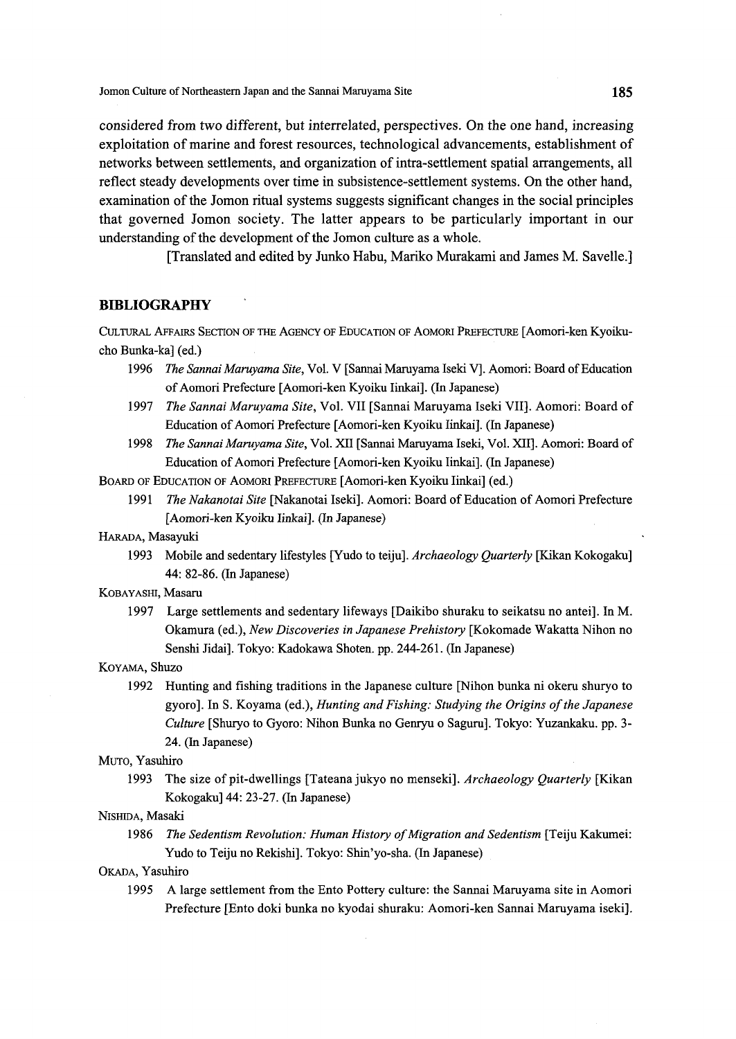considered from two different, but interrelated, perspectives. On the one hand, increasing exploitation of marine and forest resources, technological advancements, establishment of networks between settlements, and organization of intra-settlement spatial arrangements, all reflect steady developments over time in subsistence-settlement systems. On the other hand, examination of the Jomon ritual systems suggests significant changes in the social principles that governed Jomon society. The latter appears to be particularly important in our understanding of the development of the Jomon culture as a whole.

[Translated and edited by Junko Habu, Mariko Murakami and James M. Savelle.]

## BIBLIOGRAPHY

CULTURAL AFFAIRS SECTION OF THE AGENCY OF EDUCATION OF AOMORI PREFECTURE [Aomori-ken Kyoiku-cho Bunka-ka] (ed.)

1996 *The Sannai Maruyama Site*, Vol. V [Sannai Maruyama Iseki V]. Aomori: Board of Education of Aomori Prefecture [Aomori-ken Kyoiku Iinkai]. (In Japanese)

1997 *The Sannai Maruyama Site*, Vol. VII [Sannai Maruyama Iseki VII]. Aomori: Board of Education of Aomori Prefecture [Aomori-ken Kyoiku Iinkai]. (In Japanese)

1998 *The Sannai Maruyama Site*, Vol. XII [Sannai Maruyama Iseki, Vol. XII]. Aomori: Board of Education of Aomori Prefecture [Aomori-ken Kyoiku Iinkai]. (In Japanese)

BOARD OF EDUCATION OF AOMORI PREFECTURE [Aomori-ken Kyoiku Iinkai] (ed.)

1991 *The Nakanotai Site* [Nakanotai Iseki]. Aomori: Board of Education of Aomori Prefecture [Aomori-ken Kyoiku Iinkai]. (In Japanese)

HARADA, Masayuki

1993 Mobile and sedentary lifestyles [Yudo to teiju]. *Archaeology Quarterly* [Kikan Kokogaku] 44: 82-86. (In Japanese)

KOBAYASHI, Masaru

1997 Large settlements and sedentary lifeways [Daikibo shuraku to seikatsu no antei]. In M. Okamura (ed.), *New Discoveries in Japanese Prehistory* [Kokomade Wakatta Nihon no Senshi Jidai]. Tokyo: Kadokawa Shoten. pp. 244-261. (In Japanese)

KOYAMA, Shuzo

1992 Hunting and fishing traditions in the Japanese culture [Nihon bunka ni okeru shuryo to gyoro]. In S. Koyama (ed.), *Hunting and Fishing: Studying the Origins of the Japanese Culture* [Shuryo to Gyoro: Nihon Bunka no Genryu o Saguru]. Tokyo: Yuzankaku. pp. 3-24. (In Japanese)

MUTO, Yasuhiro

1993 The size of pit-dwellings [Tateana jukyo no menseki]. *Archaeology Quarterly* [Kikan Kokogaku] 44: 23-27. (In Japanese)

NISHIDA, Masaki

1986 *The Sedentism Revolution: Human History of Migration and Sedentism* [Teiju Kakumei: Yudo to Teiju no Rekishi]. Tokyo: Shin'yo-sha. (In Japanese)

OKADA, Yasuhiro

1995 A large settlement from the Ento Pottery culture: the Sannai Maruyama site in Aomori Prefecture [Ento doki bunka no kyodai shuraku: Aomori-ken Sannai Maruyama iseki].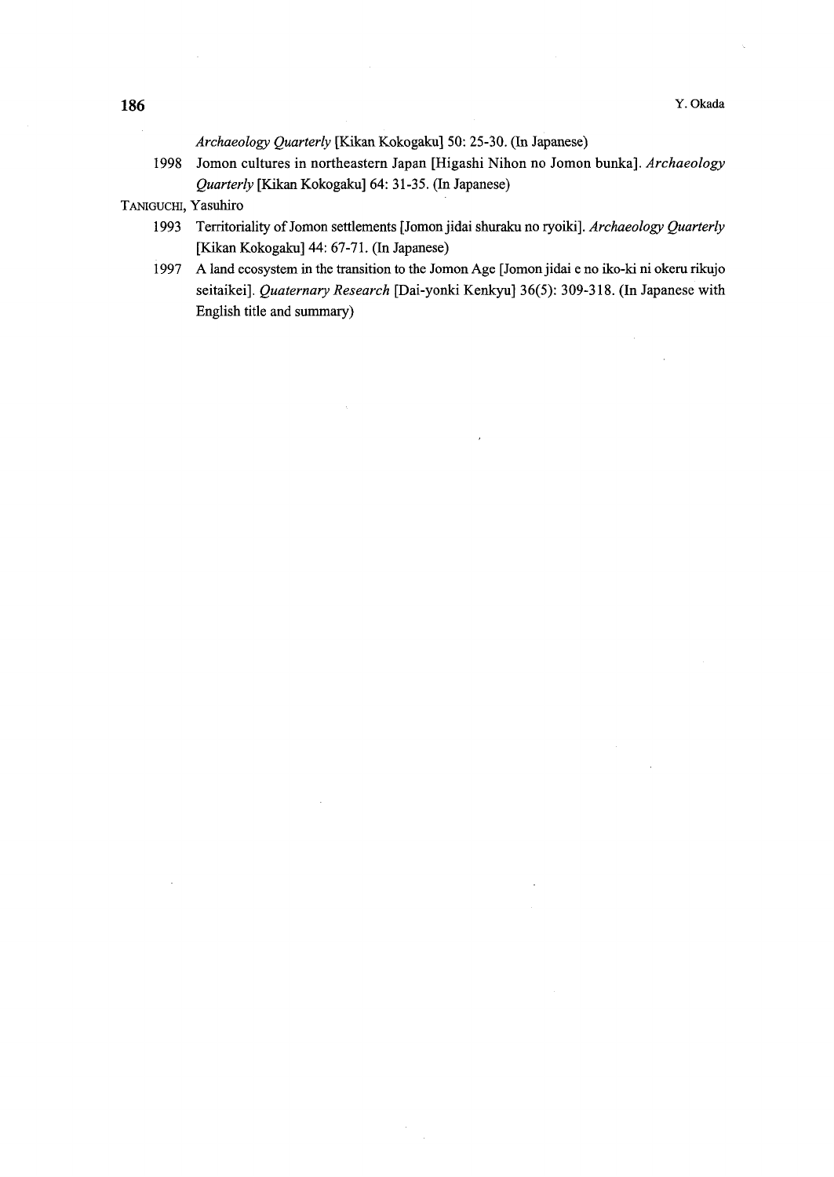*Archaeology Quarterly* [Kikan Kokogaku] 50: 25-30. (In Japanese)

1998 Jomon cultures in northeastern Japan [Higashi Nihon no Jomon bunka]. *Archaeology Quarterly* [Kikan Kokogaku] 64: 31-35. (In Japanese)

TANIGUCHI, Yasuhiro

1993 Territoriality of Jomon settlements [Jomon jidai shuraku no ryoiki]. *Archaeology Quarterly* [Kikan Kokogaku] 44: 67-71. (In Japanese)

1997 A land ecosystem in the transition to the Jomon Age [Jomon jidai e no iko-ki ni okeru rikujo seitaikei]. *Quaternary Research* [Dai-yonki Kenkyu] 36(5): 309-318. (In Japanese with English title and summary)